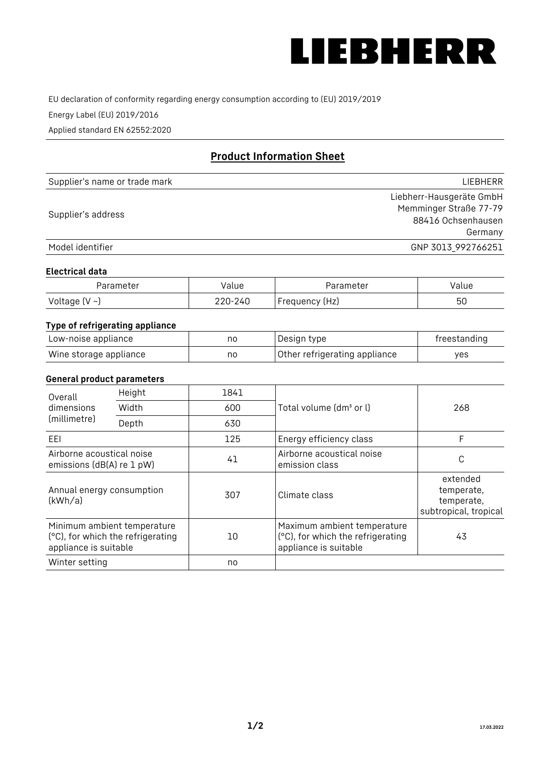# LIEBHERR

EU declaration of conformity regarding energy consumption according to (EU) 2019/2019

Energy Label (EU) 2019/2016

Applied standard EN 62552:2020

## Product Information Sheet

| | |
|---|---|
| Supplier's name or trade mark | LIEBHERR |
| Supplier's address | Liebherr-Hausgeräte GmbH<br>Memminger Straße 77-79<br>88416 Ochsenhausen<br>Germany |
| Model identifier | GNP 3013_992766251 |

### Electrical data

| Parameter | Value | Parameter | Value |
|---|---|---|---|
| Voltage (V ~) | 220-240 | Frequency (Hz) | 50 |

### Type of refrigerating appliance

| | | | |
|---|---|---|---|
| Low-noise appliance | no | Design type | freestanding |
| Wine storage appliance | no | Other refrigerating appliance | yes |

### General product parameters

| | | | | |
|---|---|---|---|---|
| Overall dimensions (millimetre) | Height | 1841 | Total volume (dm³ or l) | 268 |
| | Width | 600 | | |
| | Depth | 630 | | |
| EEI | | 125 | Energy efficiency class | F |
| Airborne acoustical noise emissions (dB(A) re 1 pW) | | 41 | Airborne acoustical noise emission class | C |
| Annual energy consumption (kWh/a) | | 307 | Climate class | extended temperate, temperate, subtropical, tropical |
| Minimum ambient temperature (°C), for which the refrigerating appliance is suitable | | 10 | Maximum ambient temperature (°C), for which the refrigerating appliance is suitable | 43 |
| Winter setting | | no | | |

17.03.2022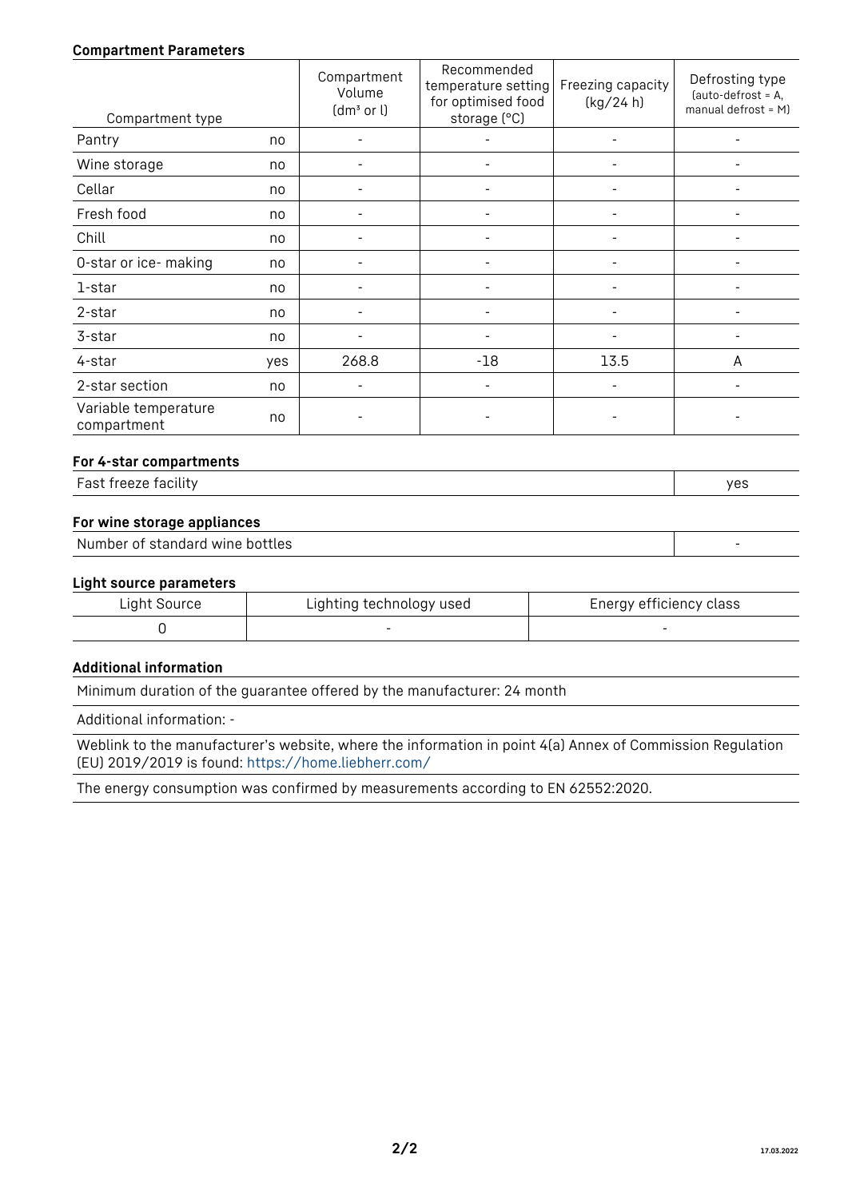**Compartment Parameters**

| Compartment type | | Compartment Volume (dm³ or l) | Recommended temperature setting for optimised food storage (°C) | Freezing capacity (kg/24 h) | Defrosting type (auto-defrost = A, manual defrost = M) |
|---|---|---|---|---|---|
| Pantry | no | - | - | - | - |
| Wine storage | no | - | - | - | - |
| Cellar | no | - | - | - | - |
| Fresh food | no | - | - | - | - |
| Chill | no | - | - | - | - |
| 0-star or ice- making | no | - | - | - | - |
| 1-star | no | - | - | - | - |
| 2-star | no | - | - | - | - |
| 3-star | no | - | - | - | - |
| 4-star | yes | 268.8 | -18 | 13.5 | A |
| 2-star section | no | - | - | - | - |
| Variable temperature compartment | no | - | - | - | - |

**For 4-star compartments**

| | |
|---|---|
| Fast freeze facility | yes |

**For wine storage appliances**

| | |
|---|---|
| Number of standard wine bottles | - |

**Light source parameters**

| Light Source | Lighting technology used | Energy efficiency class |
|---|---|---|
| 0 | - | - |

**Additional information**

Minimum duration of the guarantee offered by the manufacturer: 24 month

Additional information: -

Weblink to the manufacturer's website, where the information in point 4(a) Annex of Commission Regulation (EU) 2019/2019 is found: https://home.liebherr.com/

The energy consumption was confirmed by measurements according to EN 62552:2020.

17.03.2022